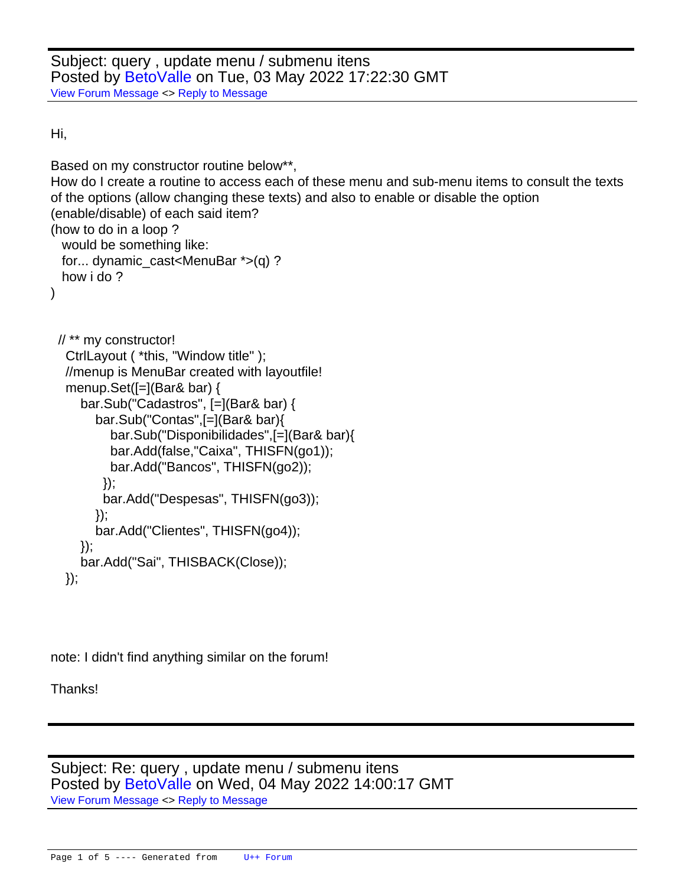Subject: query , update menu / submenu itens
Posted by BetoValle on Tue, 03 May 2022 17:22:30 GMT
View Forum Message <> Reply to Message

---

Hi,

Based on my constructor routine below**,
How do I create a routine to access each of these menu and sub-menu items to consult the texts of the options (allow changing these texts) and also to enable or disable the option (enable/disable) of each said item?
(how to do in a loop ?
  would be something like:
  for... dynamic_cast<MenuBar *>(q) ?
  how i do ?
)

```
 // ** my constructor!
  CtrlLayout ( *this, "Window title" );
  //menup is MenuBar created with layoutfile!
  menup.Set([=](Bar& bar) {
     bar.Sub("Cadastros", [=](Bar& bar) {
        bar.Sub("Contas",[=](Bar& bar){
           bar.Sub("Disponibilidades",[=](Bar& bar){
           bar.Add(false,"Caixa", THISFN(go1));
           bar.Add("Bancos", THISFN(go2));
         });
         bar.Add("Despesas", THISFN(go3));
        });
        bar.Add("Clientes", THISFN(go4));
     });
     bar.Add("Sai", THISBACK(Close));
  });
```

note: I didn't find anything similar on the forum!

Thanks!

---

Subject: Re: query , update menu / submenu itens
Posted by BetoValle on Wed, 04 May 2022 14:00:17 GMT
View Forum Message <> Reply to Message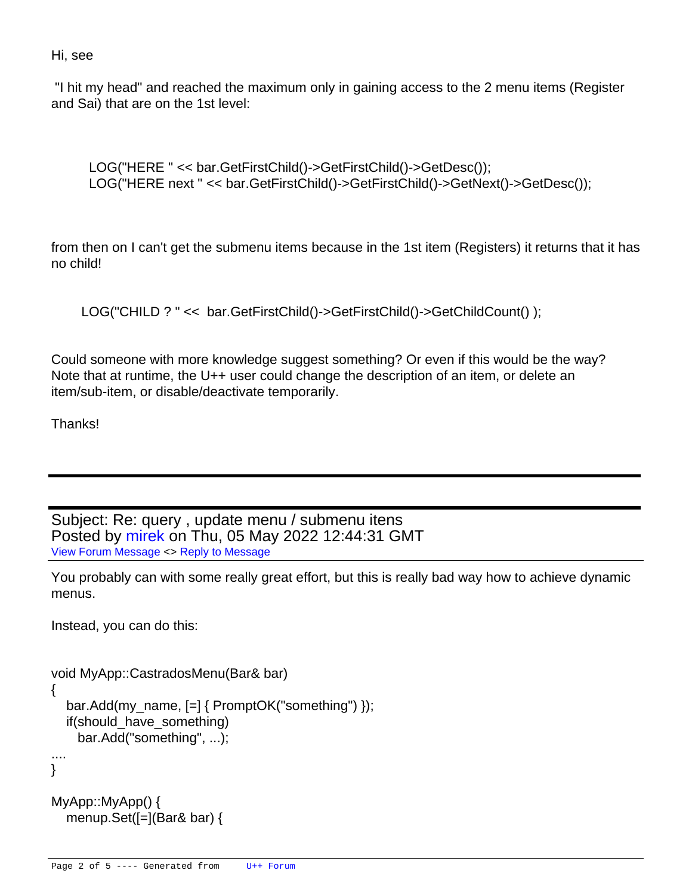Hi, see

"I hit my head" and reached the maximum only in gaining access to the 2 menu items (Register and Sai) that are on the 1st level:

```
LOG("HERE " << bar.GetFirstChild()->GetFirstChild()->GetDesc());
LOG("HERE next " << bar.GetFirstChild()->GetFirstChild()->GetNext()->GetDesc());
```

from then on I can't get the submenu items because in the 1st item (Registers) it returns that it has no child!

```
LOG("CHILD ? " <<  bar.GetFirstChild()->GetFirstChild()->GetChildCount() );
```

Could someone with more knowledge suggest something? Or even if this would be the way? Note that at runtime, the U++ user could change the description of an item, or delete an item/sub-item, or disable/deactivate temporarily.

Thanks!

---

Subject: Re: query , update menu / submenu itens
Posted by mirek on Thu, 05 May 2022 12:44:31 GMT
View Forum Message <> Reply to Message

You probably can with some really great effort, but this is really bad way how to achieve dynamic menus.

Instead, you can do this:

```
void MyApp::CastradosMenu(Bar& bar)
{
   bar.Add(my_name, [=] { PromptOK("something") });
   if(should_have_something)
     bar.Add("something", ...);
....
}

MyApp::MyApp() {
   menup.Set([=](Bar& bar) {
```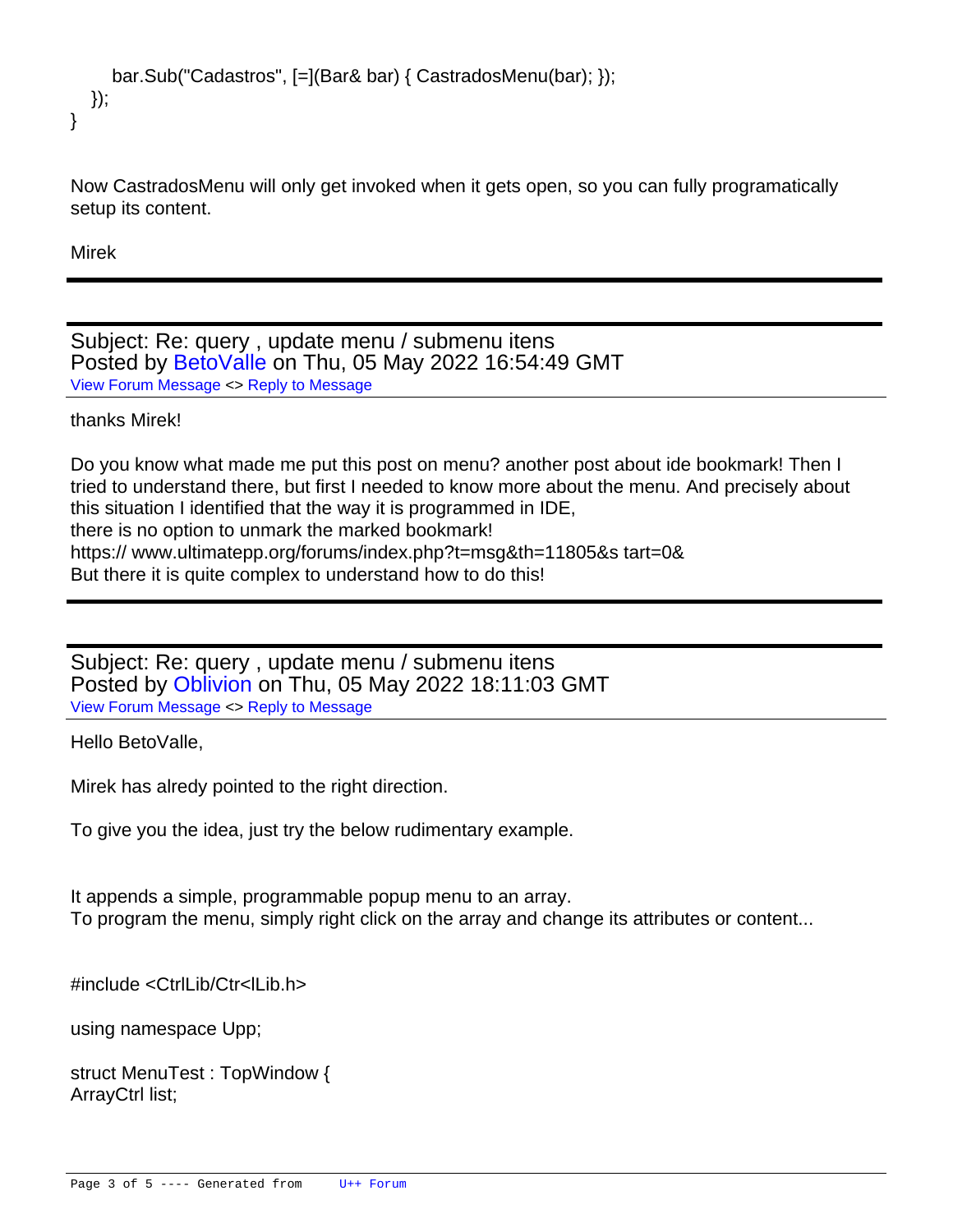```
        bar.Sub("Cadastros", [=](Bar& bar) { CastradosMenu(bar); });
    });
}
```

Now CastradosMenu will only get invoked when it gets open, so you can fully programatically setup its content.

Mirek

---

Subject: Re: query , update menu / submenu itens
Posted by BetoValle on Thu, 05 May 2022 16:54:49 GMT
View Forum Message <> Reply to Message

thanks Mirek!

Do you know what made me put this post on menu? another post about ide bookmark! Then I tried to understand there, but first I needed to know more about the menu. And precisely about this situation I identified that the way it is programmed in IDE,
there is no option to unmark the marked bookmark!
https:// www.ultimatepp.org/forums/index.php?t=msg&th=11805&s tart=0&
But there it is quite complex to understand how to do this!

---

Subject: Re: query , update menu / submenu itens
Posted by Oblivion on Thu, 05 May 2022 18:11:03 GMT
View Forum Message <> Reply to Message

Hello BetoValle,

Mirek has alredy pointed to the right direction.

To give you the idea, just try the below rudimentary example.

It appends a simple, programmable popup menu to an array.
To program the menu, simply right click on the array and change its attributes or content...

```
#include <CtrlLib/CtrlLib.h>

using namespace Upp;

struct MenuTest : TopWindow {
ArrayCtrl list;
```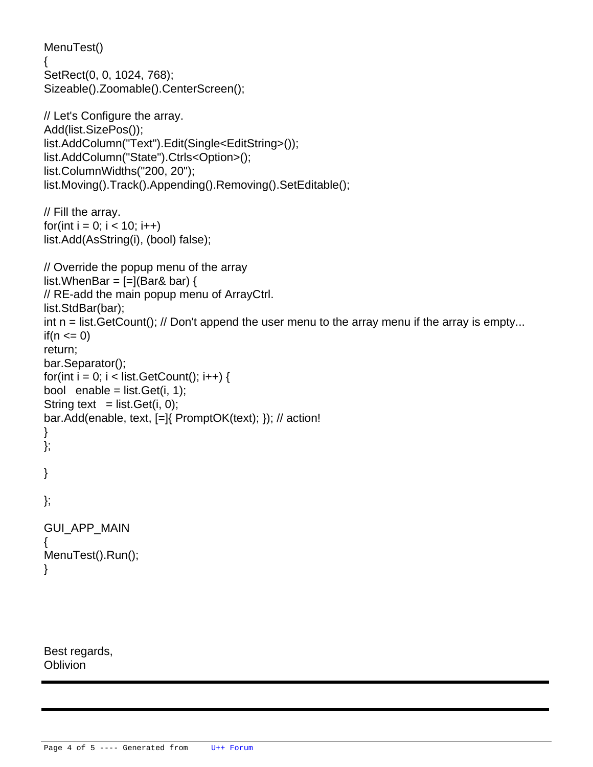```
MenuTest()
{
SetRect(0, 0, 1024, 768);
Sizeable().Zoomable().CenterScreen();

// Let's Configure the array.
Add(list.SizePos());
list.AddColumn("Text").Edit(Single<EditString>());
list.AddColumn("State").Ctrls<Option>();
list.ColumnWidths("200, 20");
list.Moving().Track().Appending().Removing().SetEditable();

// Fill the array.
for(int i = 0; i < 10; i++)
list.Add(AsString(i), (bool) false);

// Override the popup menu of the array
list.WhenBar = [=](Bar& bar) {
// RE-add the main popup menu of ArrayCtrl.
list.StdBar(bar);
int n = list.GetCount(); // Don't append the user menu to the array menu if the array is empty...
if(n <= 0)
return;
bar.Separator();
for(int i = 0; i < list.GetCount(); i++) {
bool   enable = list.Get(i, 1);
String text   = list.Get(i, 0);
bar.Add(enable, text, [=]{ PromptOK(text); }); // action!
}
};

}

};

GUI_APP_MAIN
{
MenuTest().Run();
}
```

Best regards,
Oblivion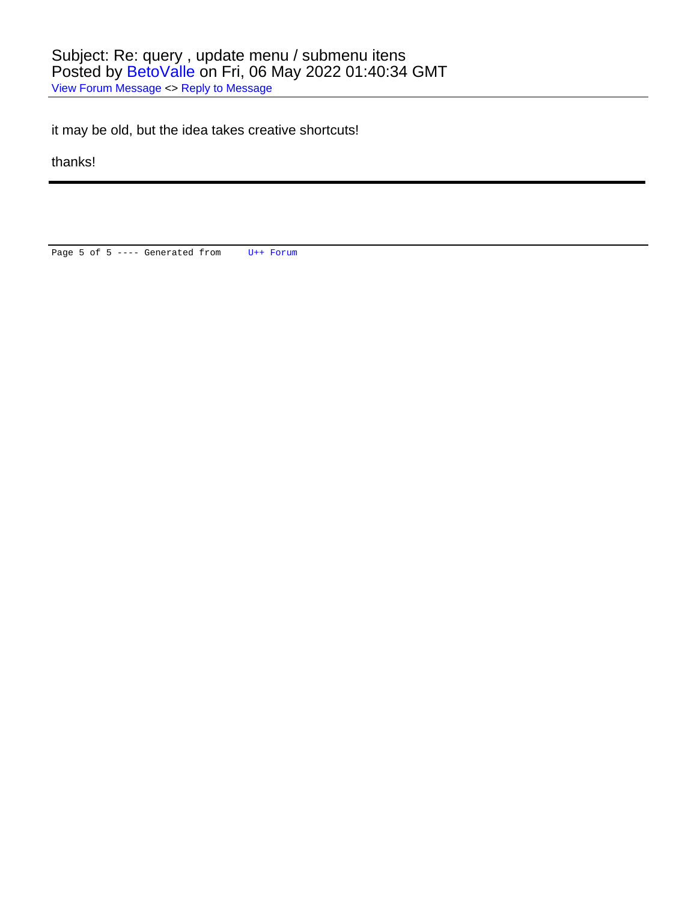Subject: Re: query , update menu / submenu itens
Posted by BetoValle on Fri, 06 May 2022 01:40:34 GMT
View Forum Message <> Reply to Message

it may be old, but the idea takes creative shortcuts!

thanks!